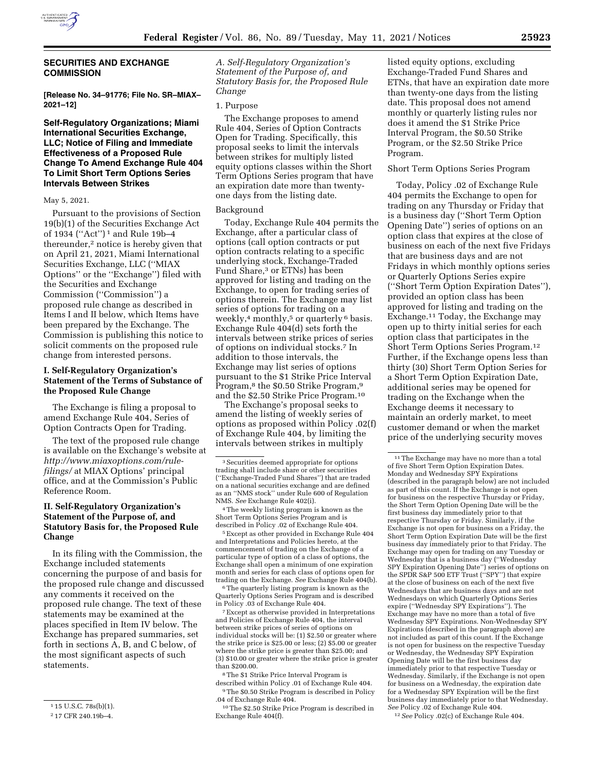**SECURITIES AND EXCHANGE COMMISSION**

**[Release No. 34–91776; File No. SR–MIAX–2021–12]**

## Self-Regulatory Organizations; Miami International Securities Exchange, LLC; Notice of Filing and Immediate Effectiveness of a Proposed Rule Change To Amend Exchange Rule 404 To Limit Short Term Options Series Intervals Between Strikes

May 5, 2021.

Pursuant to the provisions of Section 19(b)(1) of the Securities Exchange Act of 1934 (''Act'')[1] and Rule 19b–4 thereunder,[2] notice is hereby given that on April 21, 2021, Miami International Securities Exchange, LLC (''MIAX Options'' or the ''Exchange'') filed with the Securities and Exchange Commission (''Commission'') a proposed rule change as described in Items I and II below, which Items have been prepared by the Exchange. The Commission is publishing this notice to solicit comments on the proposed rule change from interested persons.

### I. Self-Regulatory Organization's Statement of the Terms of Substance of the Proposed Rule Change

The Exchange is filing a proposal to amend Exchange Rule 404, Series of Option Contracts Open for Trading.

The text of the proposed rule change is available on the Exchange's website at *http://www.miaxoptions.com/rule-filings/* at MIAX Options' principal office, and at the Commission's Public Reference Room.

### II. Self-Regulatory Organization's Statement of the Purpose of, and Statutory Basis for, the Proposed Rule Change

In its filing with the Commission, the Exchange included statements concerning the purpose of and basis for the proposed rule change and discussed any comments it received on the proposed rule change. The text of these statements may be examined at the places specified in Item IV below. The Exchange has prepared summaries, set forth in sections A, B, and C below, of the most significant aspects of such statements.

*A. Self-Regulatory Organization's Statement of the Purpose of, and Statutory Basis for, the Proposed Rule Change*

1. Purpose

The Exchange proposes to amend Rule 404, Series of Option Contracts Open for Trading. Specifically, this proposal seeks to limit the intervals between strikes for multiply listed equity options classes within the Short Term Options Series program that have an expiration date more than twenty-one days from the listing date.

Background

Today, Exchange Rule 404 permits the Exchange, after a particular class of options (call option contracts or put option contracts relating to a specific underlying stock, Exchange-Traded Fund Share,[3] or ETNs) has been approved for listing and trading on the Exchange, to open for trading series of options therein. The Exchange may list series of options for trading on a weekly,[4] monthly,[5] or quarterly[6] basis. Exchange Rule 404(d) sets forth the intervals between strike prices of series of options on individual stocks.[7] In addition to those intervals, the Exchange may list series of options pursuant to the $1 Strike Price Interval Program,[8] the $0.50 Strike Program,[9] and the $2.50 Strike Price Program.[10]

The Exchange's proposal seeks to amend the listing of weekly series of options as proposed within Policy .02(f) of Exchange Rule 404, by limiting the intervals between strikes in multiply listed equity options, excluding Exchange-Traded Fund Shares and ETNs, that have an expiration date more than twenty-one days from the listing date. This proposal does not amend monthly or quarterly listing rules nor does it amend the $1 Strike Price Interval Program, the $0.50 Strike Program, or the $2.50 Strike Price Program.

Short Term Options Series Program

Today, Policy .02 of Exchange Rule 404 permits the Exchange to open for trading on any Thursday or Friday that is a business day (''Short Term Option Opening Date'') series of options on an option class that expires at the close of business on each of the next five Fridays that are business days and are not Fridays in which monthly options series or Quarterly Options Series expire (''Short Term Option Expiration Dates''), provided an option class has been approved for listing and trading on the Exchange.[11] Today, the Exchange may open up to thirty initial series for each option class that participates in the Short Term Options Series Program.[12] Further, if the Exchange opens less than thirty (30) Short Term Option Series for a Short Term Option Expiration Date, additional series may be opened for trading on the Exchange when the Exchange deems it necessary to maintain an orderly market, to meet customer demand or when the market price of the underlying security moves

---

[1] 15 U.S.C. 78s(b)(1).

[2] 17 CFR 240.19b–4.

[3] Securities deemed appropriate for options trading shall include share or other securities (''Exchange-Traded Fund Shares'') that are traded on a national securities exchange and are defined as an ''NMS stock'' under Rule 600 of Regulation NMS. *See* Exchange Rule 402(i).

[4] The weekly listing program is known as the Short Term Options Series Program and is described in Policy .02 of Exchange Rule 404.

[5] Except as other provided in Exchange Rule 404 and Interpretations and Policies hereto, at the commencement of trading on the Exchange of a particular type of option of a class of options, the Exchange shall open a minimum of one expiration month and series for each class of options open for trading on the Exchange. *See* Exchange Rule 404(b).

[6] The quarterly listing program is known as the Quarterly Options Series Program and is described in Policy .03 of Exchange Rule 404.

[7] Except as otherwise provided in Interpretations and Policies of Exchange Rule 404, the interval between strike prices of series of options on individual stocks will be: (1) $2.50 or greater where the strike price is $25.00 or less; (2) $5.00 or greater where the strike price is greater than $25.00; and (3) $10.00 or greater where the strike price is greater than $200.00.

[8] The $1 Strike Price Interval Program is described within Policy .01 of Exchange Rule 404.

[9] The $0.50 Strike Program is described in Policy .04 of Exchange Rule 404.

[10] The $2.50 Strike Price Program is described in Exchange Rule 404(f).

[11] The Exchange may have no more than a total of five Short Term Option Expiration Dates. Monday and Wednesday SPY Expirations (described in the paragraph below) are not included as part of this count. If the Exchange is not open for business on the respective Thursday or Friday, the Short Term Option Opening Date will be the first business day immediately prior to that respective Thursday or Friday. Similarly, if the Exchange is not open for business on a Friday, the Short Term Option Expiration Date will be the first business day immediately prior to that Friday. The Exchange may open for trading on any Tuesday or Wednesday that is a business day (''Wednesday SPY Expiration Opening Date'') series of options on the SPDR S&P 500 ETF Trust (''SPY'') that expire at the close of business on each of the next five Wednesdays that are business days and are not Wednesdays on which Quarterly Options Series expire (''Wednesday SPY Expirations''). The Exchange may have no more than a total of five Wednesday SPY Expirations. Non-Wednesday SPY Expirations (described in the paragraph above) are not included as part of this count. If the Exchange is not open for business on the respective Tuesday or Wednesday, the Wednesday SPY Expiration Opening Date will be the first business day immediately prior to that respective Tuesday or Wednesday. Similarly, if the Exchange is not open for business on a Wednesday, the expiration date for a Wednesday SPY Expiration will be the first business day immediately prior to that Wednesday. *See* Policy .02 of Exchange Rule 404.

[12] *See* Policy .02(c) of Exchange Rule 404.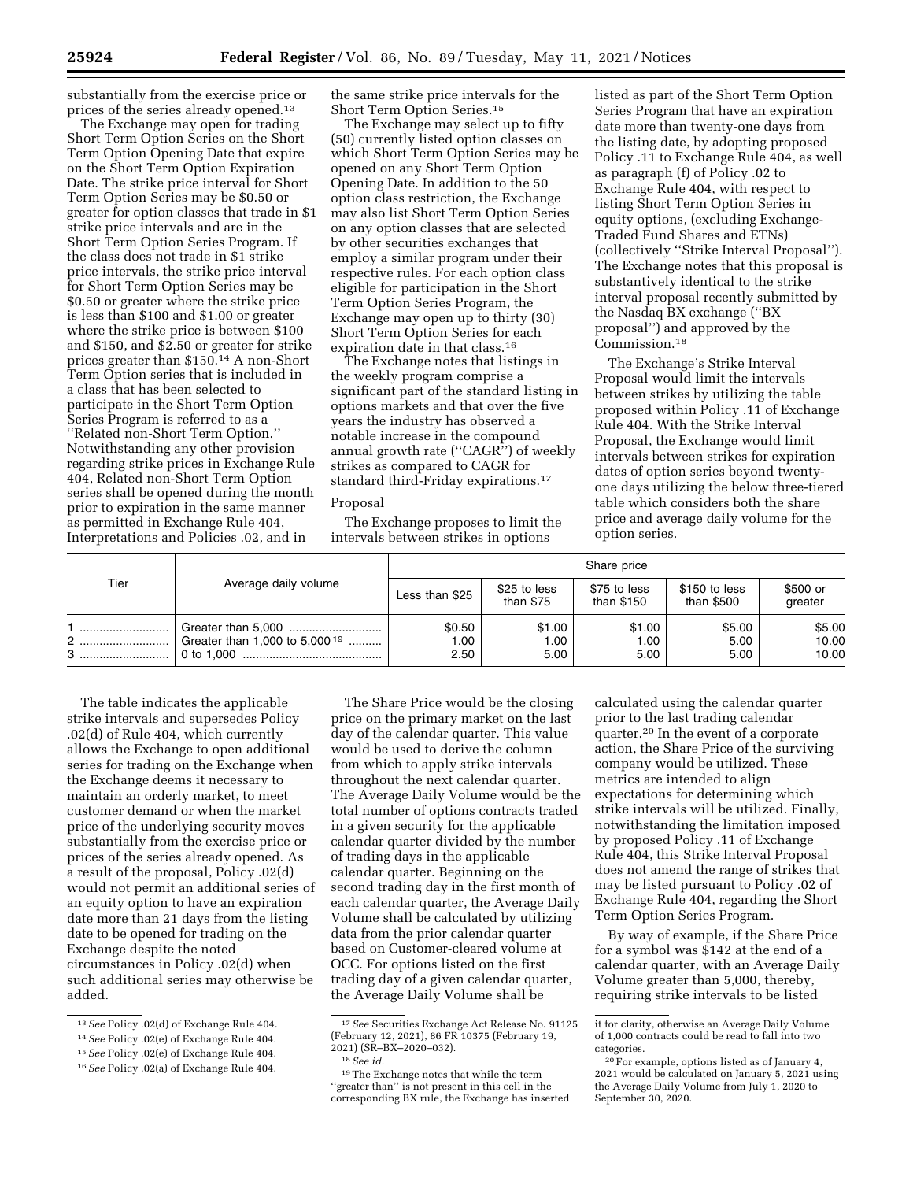substantially from the exercise price or prices of the series already opened.[13]

The Exchange may open for trading Short Term Option Series on the Short Term Option Opening Date that expire on the Short Term Option Expiration Date. The strike price interval for Short Term Option Series may be $0.50 or greater for option classes that trade in $1 strike price intervals and are in the Short Term Option Series Program. If the class does not trade in $1 strike price intervals, the strike price interval for Short Term Option Series may be $0.50 or greater where the strike price is less than $100 and $1.00 or greater where the strike price is between $100 and $150, and $2.50 or greater for strike prices greater than $150.[14] A non-Short Term Option series that is included in a class that has been selected to participate in the Short Term Option Series Program is referred to as a ''Related non-Short Term Option.'' Notwithstanding any other provision regarding strike prices in Exchange Rule 404, Related non-Short Term Option series shall be opened during the month prior to expiration in the same manner as permitted in Exchange Rule 404, Interpretations and Policies .02, and in the same strike price intervals for the Short Term Option Series.[15]

The Exchange may select up to fifty (50) currently listed option classes on which Short Term Option Series may be opened on any Short Term Option Opening Date. In addition to the 50 option class restriction, the Exchange may also list Short Term Option Series on any option classes that are selected by other securities exchanges that employ a similar program under their respective rules. For each option class eligible for participation in the Short Term Option Series Program, the Exchange may open up to thirty (30) Short Term Option Series for each expiration date in that class.[16]

The Exchange notes that listings in the weekly program comprise a significant part of the standard listing in options markets and that over the five years the industry has observed a notable increase in the compound annual growth rate (''CAGR'') of weekly strikes as compared to CAGR for standard third-Friday expirations.[17]

Proposal

The Exchange proposes to limit the intervals between strikes in options listed as part of the Short Term Option Series Program that have an expiration date more than twenty-one days from the listing date, by adopting proposed Policy .11 to Exchange Rule 404, as well as paragraph (f) of Policy .02 to Exchange Rule 404, with respect to listing Short Term Option Series in equity options, (excluding Exchange-Traded Fund Shares and ETNs) (collectively ''Strike Interval Proposal''). The Exchange notes that this proposal is substantively identical to the strike interval proposal recently submitted by the Nasdaq BX exchange (''BX proposal'') and approved by the Commission.[18]

The Exchange's Strike Interval Proposal would limit the intervals between strikes by utilizing the table proposed within Policy .11 of Exchange Rule 404. With the Strike Interval Proposal, the Exchange would limit intervals between strikes for expiration dates of option series beyond twenty-one days utilizing the below three-tiered table which considers both the share price and average daily volume for the option series.

| Tier | Average daily volume | Share price | | | | |
|---|---|---|---|---|---|---|
| | | Less than $25 | $25 to less than $75 | $75 to less than $150 | $150 to less than $500 | $500 or greater |
| 1 | Greater than 5,000 | $0.50 | $1.00 | $1.00 | $5.00 | $5.00 |
| 2 | Greater than 1,000 to 5,000[19] | 1.00 | 1.00 | 1.00 | 5.00 | 10.00 |
| 3 | 0 to 1,000 | 2.50 | 5.00 | 5.00 | 5.00 | 10.00 |

The table indicates the applicable strike intervals and supersedes Policy .02(d) of Rule 404, which currently allows the Exchange to open additional series for trading on the Exchange when the Exchange deems it necessary to maintain an orderly market, to meet customer demand or when the market price of the underlying security moves substantially from the exercise price or prices of the series already opened. As a result of the proposal, Policy .02(d) would not permit an additional series of an equity option to have an expiration date more than 21 days from the listing date to be opened for trading on the Exchange despite the noted circumstances in Policy .02(d) when such additional series may otherwise be added.

The Share Price would be the closing price on the primary market on the last day of the calendar quarter. This value would be used to derive the column from which to apply strike intervals throughout the next calendar quarter. The Average Daily Volume would be the total number of options contracts traded in a given security for the applicable calendar quarter divided by the number of trading days in the applicable calendar quarter. Beginning on the second trading day in the first month of each calendar quarter, the Average Daily Volume shall be calculated by utilizing data from the prior calendar quarter based on Customer-cleared volume at OCC. For options listed on the first trading day of a given calendar quarter, the Average Daily Volume shall be calculated using the calendar quarter prior to the last trading calendar quarter.[20] In the event of a corporate action, the Share Price of the surviving company would be utilized. These metrics are intended to align expectations for determining which strike intervals will be utilized. Finally, notwithstanding the limitation imposed by proposed Policy .11 of Exchange Rule 404, this Strike Interval Proposal does not amend the range of strikes that may be listed pursuant to Policy .02 of Exchange Rule 404, regarding the Short Term Option Series Program.

By way of example, if the Share Price for a symbol was $142 at the end of a calendar quarter, with an Average Daily Volume greater than 5,000, thereby, requiring strike intervals to be listed

---

[13] *See* Policy .02(d) of Exchange Rule 404.

[14] *See* Policy .02(e) of Exchange Rule 404.

[15] *See* Policy .02(e) of Exchange Rule 404.

[16] *See* Policy .02(a) of Exchange Rule 404.

[17] *See* Securities Exchange Act Release No. 91125 (February 12, 2021), 86 FR 10375 (February 19, 2021) (SR–BX–2020–032).

[18] *See id.*

[19] The Exchange notes that while the term ''greater than'' is not present in this cell in the corresponding BX rule, the Exchange has inserted it for clarity, otherwise an Average Daily Volume of 1,000 contracts could be read to fall into two categories.

[20] For example, options listed as of January 4, 2021 would be calculated on January 5, 2021 using the Average Daily Volume from July 1, 2020 to September 30, 2020.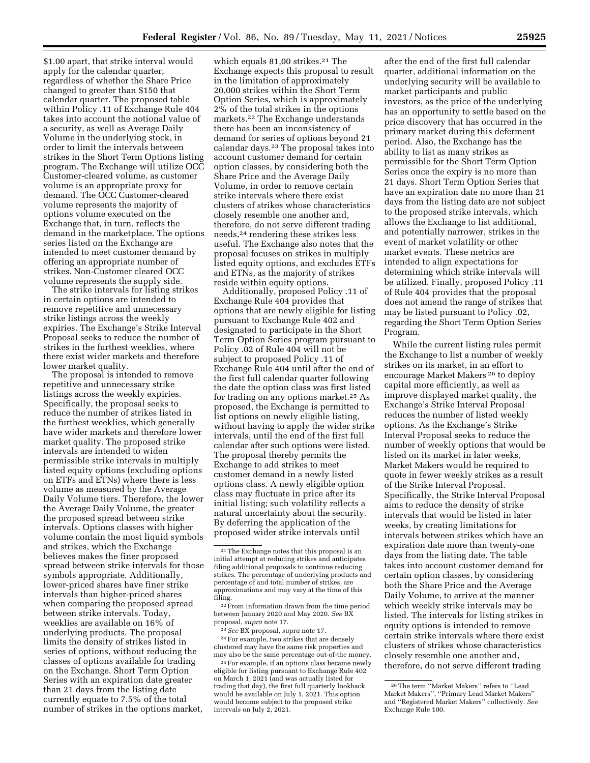$1.00 apart, that strike interval would apply for the calendar quarter, regardless of whether the Share Price changed to greater than $150 that calendar quarter. The proposed table within Policy .11 of Exchange Rule 404 takes into account the notional value of a security, as well as Average Daily Volume in the underlying stock, in order to limit the intervals between strikes in the Short Term Options listing program. The Exchange will utilize OCC Customer-cleared volume, as customer volume is an appropriate proxy for demand. The OCC Customer-cleared volume represents the majority of options volume executed on the Exchange that, in turn, reflects the demand in the marketplace. The options series listed on the Exchange are intended to meet customer demand by offering an appropriate number of strikes. Non-Customer cleared OCC volume represents the supply side.

The strike intervals for listing strikes in certain options are intended to remove repetitive and unnecessary strike listings across the weekly expiries. The Exchange's Strike Interval Proposal seeks to reduce the number of strikes in the furthest weeklies, where there exist wider markets and therefore lower market quality.

The proposal is intended to remove repetitive and unnecessary strike listings across the weekly expiries. Specifically, the proposal seeks to reduce the number of strikes listed in the furthest weeklies, which generally have wider markets and therefore lower market quality. The proposed strike intervals are intended to widen permissible strike intervals in multiply listed equity options (excluding options on ETFs and ETNs) where there is less volume as measured by the Average Daily Volume tiers. Therefore, the lower the Average Daily Volume, the greater the proposed spread between strike intervals. Options classes with higher volume contain the most liquid symbols and strikes, which the Exchange believes makes the finer proposed spread between strike intervals for those symbols appropriate. Additionally, lower-priced shares have finer strike intervals than higher-priced shares when comparing the proposed spread between strike intervals. Today, weeklies are available on 16% of underlying products. The proposal limits the density of strikes listed in series of options, without reducing the classes of options available for trading on the Exchange. Short Term Option Series with an expiration date greater than 21 days from the listing date currently equate to 7.5% of the total number of strikes in the options market, which equals 81,00 strikes.[21] The Exchange expects this proposal to result in the limitation of approximately 20,000 strikes within the Short Term Option Series, which is approximately 2% of the total strikes in the options markets.[22] The Exchange understands there has been an inconsistency of demand for series of options beyond 21 calendar days.[23] The proposal takes into account customer demand for certain option classes, by considering both the Share Price and the Average Daily Volume, in order to remove certain strike intervals where there exist clusters of strikes whose characteristics closely resemble one another and, therefore, do not serve different trading needs,[24] rendering these strikes less useful. The Exchange also notes that the proposal focuses on strikes in multiply listed equity options, and excludes ETFs and ETNs, as the majority of strikes reside within equity options.

Additionally, proposed Policy .11 of Exchange Rule 404 provides that options that are newly eligible for listing pursuant to Exchange Rule 402 and designated to participate in the Short Term Option Series program pursuant to Policy .02 of Rule 404 will not be subject to proposed Policy .11 of Exchange Rule 404 until after the end of the first full calendar quarter following the date the option class was first listed for trading on any options market.[25] As proposed, the Exchange is permitted to list options on newly eligible listing, without having to apply the wider strike intervals, until the end of the first full calendar after such options were listed. The proposal thereby permits the Exchange to add strikes to meet customer demand in a newly listed options class. A newly eligible option class may fluctuate in price after its initial listing; such volatility reflects a natural uncertainty about the security. By deferring the application of the proposed wider strike intervals until after the end of the first full calendar quarter, additional information on the underlying security will be available to market participants and public investors, as the price of the underlying has an opportunity to settle based on the price discovery that has occurred in the primary market during this deferment period. Also, the Exchange has the ability to list as many strikes as permissible for the Short Term Option Series once the expiry is no more than 21 days. Short Term Option Series that have an expiration date no more than 21 days from the listing date are not subject to the proposed strike intervals, which allows the Exchange to list additional, and potentially narrower, strikes in the event of market volatility or other market events. These metrics are intended to align expectations for determining which strike intervals will be utilized. Finally, proposed Policy .11 of Rule 404 provides that the proposal does not amend the range of strikes that may be listed pursuant to Policy .02, regarding the Short Term Option Series Program.

While the current listing rules permit the Exchange to list a number of weekly strikes on its market, in an effort to encourage Market Makers[26] to deploy capital more efficiently, as well as improve displayed market quality, the Exchange's Strike Interval Proposal reduces the number of listed weekly options. As the Exchange's Strike Interval Proposal seeks to reduce the number of weekly options that would be listed on its market in later weeks, Market Makers would be required to quote in fewer weekly strikes as a result of the Strike Interval Proposal. Specifically, the Strike Interval Proposal aims to reduce the density of strike intervals that would be listed in later weeks, by creating limitations for intervals between strikes which have an expiration date more than twenty-one days from the listing date. The table takes into account customer demand for certain option classes, by considering both the Share Price and the Average Daily Volume, to arrive at the manner which weekly strike intervals may be listed. The intervals for listing strikes in equity options is intended to remove certain strike intervals where there exist clusters of strikes whose characteristics closely resemble one another and, therefore, do not serve different trading

---

[21] The Exchange notes that this proposal is an initial attempt at reducing strikes and anticipates filing additional proposals to continue reducing strikes. The percentage of underlying products and percentage of and total number of strikes, are approximations and may vary at the time of this filing.

[22] From information drawn from the time period between January 2020 and May 2020. *See* BX proposal, *supra* note 17.

[23] *See* BX proposal, *supra* note 17.

[24] For example, two strikes that are densely clustered may have the same risk properties and may also be the same percentage out-of-the money.

[25] For example, if an options class became newly eligible for listing pursuant to Exchange Rule 402 on March 1, 2021 (and was actually listed for trading that day), the first full quarterly lookback would be available on July 1, 2021. This option would become subject to the proposed strike intervals on July 2, 2021.

[26] The term "Market Makers" refers to "Lead Market Makers", "Primary Lead Market Makers" and "Registered Market Makers" collectively. *See* Exchange Rule 100.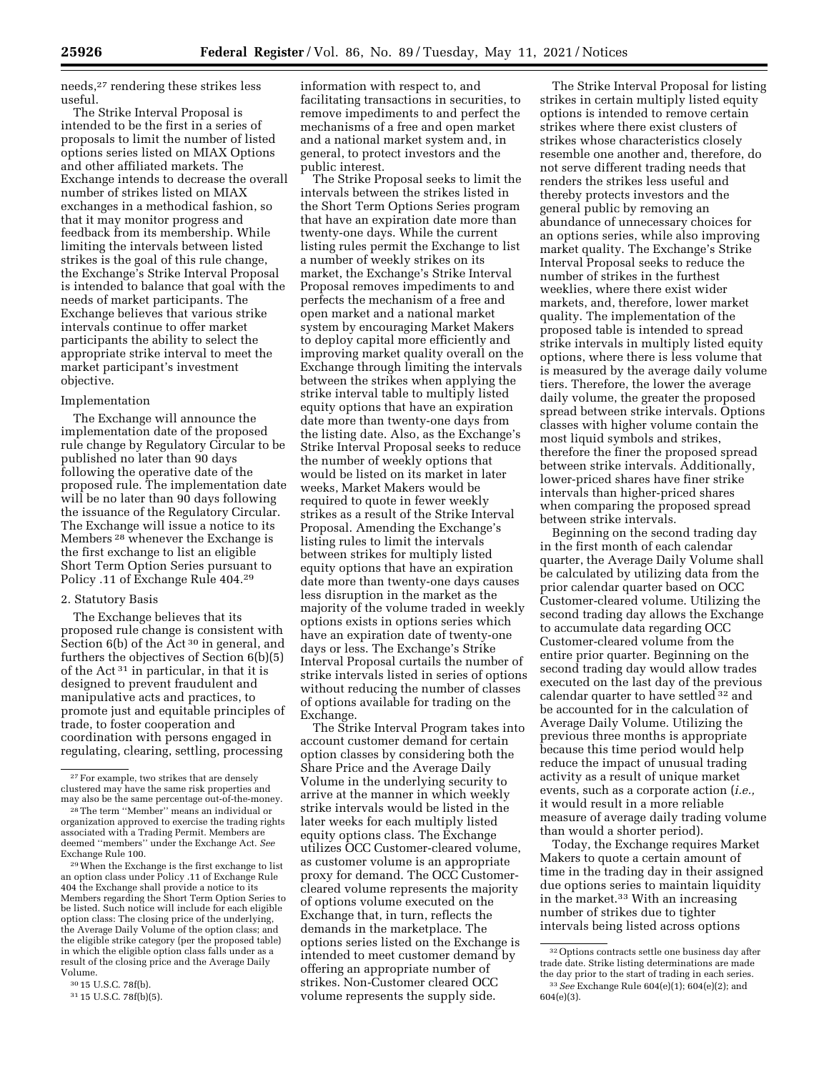needs,[27] rendering these strikes less useful.

The Strike Interval Proposal is intended to be the first in a series of proposals to limit the number of listed options series listed on MIAX Options and other affiliated markets. The Exchange intends to decrease the overall number of strikes listed on MIAX exchanges in a methodical fashion, so that it may monitor progress and feedback from its membership. While limiting the intervals between listed strikes is the goal of this rule change, the Exchange's Strike Interval Proposal is intended to balance that goal with the needs of market participants. The Exchange believes that various strike intervals continue to offer market participants the ability to select the appropriate strike interval to meet the market participant's investment objective.

Implementation

The Exchange will announce the implementation date of the proposed rule change by Regulatory Circular to be published no later than 90 days following the operative date of the proposed rule. The implementation date will be no later than 90 days following the issuance of the Regulatory Circular. The Exchange will issue a notice to its Members [28] whenever the Exchange is the first exchange to list an eligible Short Term Option Series pursuant to Policy .11 of Exchange Rule 404.[29]

2. Statutory Basis

The Exchange believes that its proposed rule change is consistent with Section 6(b) of the Act [30] in general, and furthers the objectives of Section 6(b)(5) of the Act [31] in particular, in that it is designed to prevent fraudulent and manipulative acts and practices, to promote just and equitable principles of trade, to foster cooperation and coordination with persons engaged in regulating, clearing, settling, processing information with respect to, and facilitating transactions in securities, to remove impediments to and perfect the mechanisms of a free and open market and a national market system and, in general, to protect investors and the public interest.

The Strike Proposal seeks to limit the intervals between the strikes listed in the Short Term Options Series program that have an expiration date more than twenty-one days. While the current listing rules permit the Exchange to list a number of weekly strikes on its market, the Exchange's Strike Interval Proposal removes impediments to and perfects the mechanism of a free and open market and a national market system by encouraging Market Makers to deploy capital more efficiently and improving market quality overall on the Exchange through limiting the intervals between the strikes when applying the strike interval table to multiply listed equity options that have an expiration date more than twenty-one days from the listing date. Also, as the Exchange's Strike Interval Proposal seeks to reduce the number of weekly options that would be listed on its market in later weeks, Market Makers would be required to quote in fewer weekly strikes as a result of the Strike Interval Proposal. Amending the Exchange's listing rules to limit the intervals between strikes for multiply listed equity options that have an expiration date more than twenty-one days causes less disruption in the market as the majority of the volume traded in weekly options exists in options series which have an expiration date of twenty-one days or less. The Exchange's Strike Interval Proposal curtails the number of strike intervals listed in series of options without reducing the number of classes of options available for trading on the Exchange.

The Strike Interval Program takes into account customer demand for certain option classes by considering both the Share Price and the Average Daily Volume in the underlying security to arrive at the manner in which weekly strike intervals would be listed in the later weeks for each multiply listed equity options class. The Exchange utilizes OCC Customer-cleared volume, as customer volume is an appropriate proxy for demand. The OCC Customer-cleared volume represents the majority of options volume executed on the Exchange that, in turn, reflects the demands in the marketplace. The options series listed on the Exchange is intended to meet customer demand by offering an appropriate number of strikes. Non-Customer cleared OCC volume represents the supply side.

The Strike Interval Proposal for listing strikes in certain multiply listed equity options is intended to remove certain strikes where there exist clusters of strikes whose characteristics closely resemble one another and, therefore, do not serve different trading needs that renders the strikes less useful and thereby protects investors and the general public by removing an abundance of unnecessary choices for an options series, while also improving market quality. The Exchange's Strike Interval Proposal seeks to reduce the number of strikes in the furthest weeklies, where there exist wider markets, and, therefore, lower market quality. The implementation of the proposed table is intended to spread strike intervals in multiply listed equity options, where there is less volume that is measured by the average daily volume tiers. Therefore, the lower the average daily volume, the greater the proposed spread between strike intervals. Options classes with higher volume contain the most liquid symbols and strikes, therefore the finer the proposed spread between strike intervals. Additionally, lower-priced shares have finer strike intervals than higher-priced shares when comparing the proposed spread between strike intervals.

Beginning on the second trading day in the first month of each calendar quarter, the Average Daily Volume shall be calculated by utilizing data from the prior calendar quarter based on OCC Customer-cleared volume. Utilizing the second trading day allows the Exchange to accumulate data regarding OCC Customer-cleared volume from the entire prior quarter. Beginning on the second trading day would allow trades executed on the last day of the previous calendar quarter to have settled [32] and be accounted for in the calculation of Average Daily Volume. Utilizing the previous three months is appropriate because this time period would help reduce the impact of unusual trading activity as a result of unique market events, such as a corporate action (*i.e.,* it would result in a more reliable measure of average daily trading volume than would a shorter period).

Today, the Exchange requires Market Makers to quote a certain amount of time in the trading day in their assigned due options series to maintain liquidity in the market.[33] With an increasing number of strikes due to tighter intervals being listed across options

---

[27] For example, two strikes that are densely clustered may have the same risk properties and may also be the same percentage out-of-the-money.

[28] The term "Member" means an individual or organization approved to exercise the trading rights associated with a Trading Permit. Members are deemed "members" under the Exchange Act. *See* Exchange Rule 100.

[29] When the Exchange is the first exchange to list an option class under Policy .11 of Exchange Rule 404 the Exchange shall provide a notice to its Members regarding the Short Term Option Series to be listed. Such notice will include for each eligible option class: The closing price of the underlying, the Average Daily Volume of the option class; and the eligible strike category (per the proposed table) in which the eligible option class falls under as a result of the closing price and the Average Daily Volume.

[30] 15 U.S.C. 78f(b).

[31] 15 U.S.C. 78f(b)(5).

[32] Options contracts settle one business day after trade date. Strike listing determinations are made the day prior to the start of trading in each series.

[33] *See* Exchange Rule 604(e)(1); 604(e)(2); and 604(e)(3).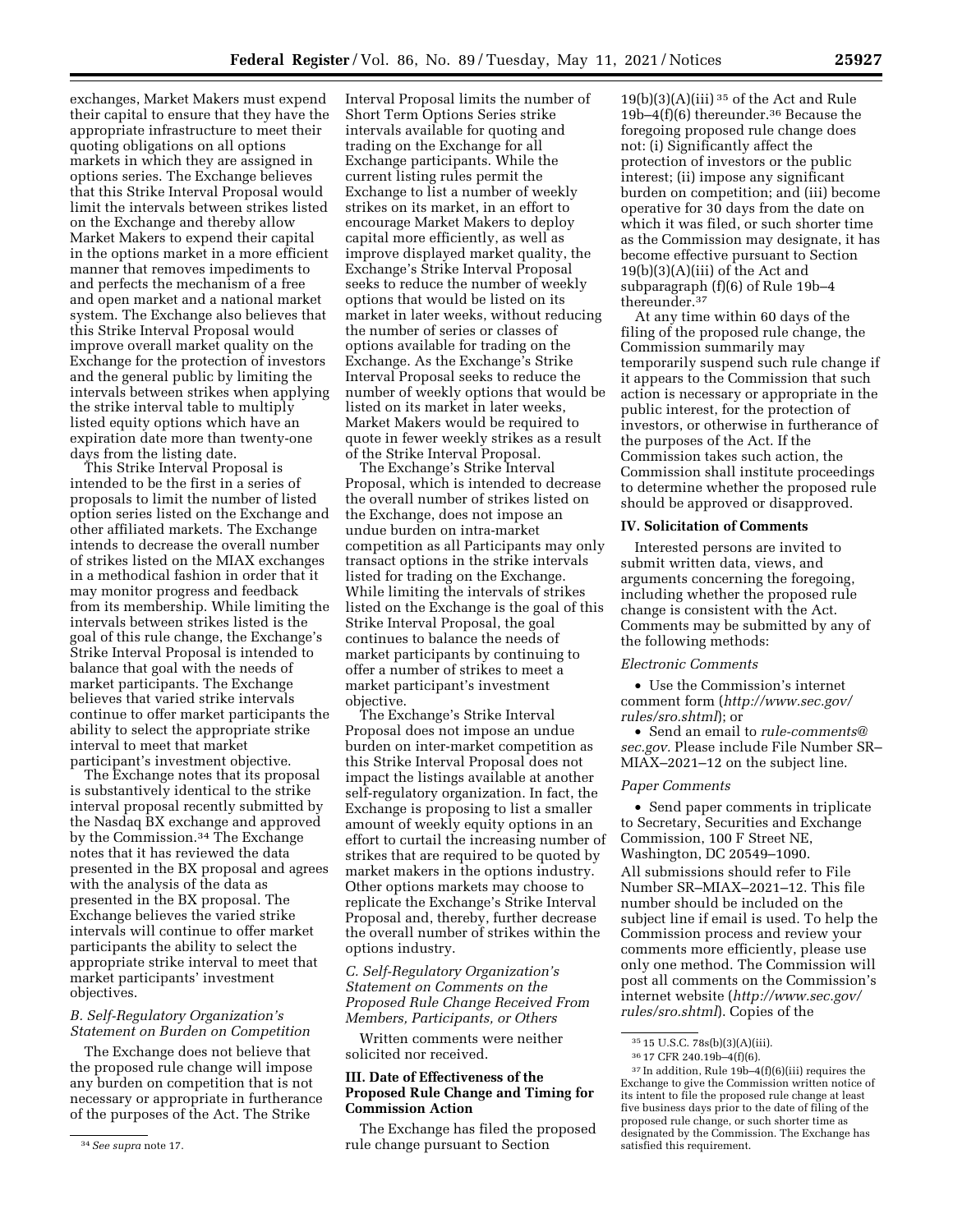exchanges, Market Makers must expend their capital to ensure that they have the appropriate infrastructure to meet their quoting obligations on all options markets in which they are assigned in options series. The Exchange believes that this Strike Interval Proposal would limit the intervals between strikes listed on the Exchange and thereby allow Market Makers to expend their capital in the options market in a more efficient manner that removes impediments to and perfects the mechanism of a free and open market and a national market system. The Exchange also believes that this Strike Interval Proposal would improve overall market quality on the Exchange for the protection of investors and the general public by limiting the intervals between strikes when applying the strike interval table to multiply listed equity options which have an expiration date more than twenty-one days from the listing date.

This Strike Interval Proposal is intended to be the first in a series of proposals to limit the number of listed option series listed on the Exchange and other affiliated markets. The Exchange intends to decrease the overall number of strikes listed on the MIAX exchanges in a methodical fashion in order that it may monitor progress and feedback from its membership. While limiting the intervals between strikes listed is the goal of this rule change, the Exchange's Strike Interval Proposal is intended to balance that goal with the needs of market participants. The Exchange believes that varied strike intervals continue to offer market participants the ability to select the appropriate strike interval to meet that market participant's investment objective.

The Exchange notes that its proposal is substantively identical to the strike interval proposal recently submitted by the Nasdaq BX exchange and approved by the Commission.[34] The Exchange notes that it has reviewed the data presented in the BX proposal and agrees with the analysis of the data as presented in the BX proposal. The Exchange believes the varied strike intervals will continue to offer market participants the ability to select the appropriate strike interval to meet that market participants' investment objectives.

### B. Self-Regulatory Organization's Statement on Burden on Competition

The Exchange does not believe that the proposed rule change will impose any burden on competition that is not necessary or appropriate in furtherance of the purposes of the Act. The Strike Interval Proposal limits the number of Short Term Options Series strike intervals available for quoting and trading on the Exchange for all Exchange participants. While the current listing rules permit the Exchange to list a number of weekly strikes on its market, in an effort to encourage Market Makers to deploy capital more efficiently, as well as improve displayed market quality, the Exchange's Strike Interval Proposal seeks to reduce the number of weekly options that would be listed on its market in later weeks, without reducing the number of series or classes of options available for trading on the Exchange. As the Exchange's Strike Interval Proposal seeks to reduce the number of weekly options that would be listed on its market in later weeks, Market Makers would be required to quote in fewer weekly strikes as a result of the Strike Interval Proposal.

The Exchange's Strike Interval Proposal, which is intended to decrease the overall number of strikes listed on the Exchange, does not impose an undue burden on intra-market competition as all Participants may only transact options in the strike intervals listed for trading on the Exchange. While limiting the intervals of strikes listed on the Exchange is the goal of this Strike Interval Proposal, the goal continues to balance the needs of market participants by continuing to offer a number of strikes to meet a market participant's investment objective.

The Exchange's Strike Interval Proposal does not impose an undue burden on inter-market competition as this Strike Interval Proposal does not impact the listings available at another self-regulatory organization. In fact, the Exchange is proposing to list a smaller amount of weekly equity options in an effort to curtail the increasing number of strikes that are required to be quoted by market makers in the options industry. Other options markets may choose to replicate the Exchange's Strike Interval Proposal and, thereby, further decrease the overall number of strikes within the options industry.

### C. Self-Regulatory Organization's Statement on Comments on the Proposed Rule Change Received From Members, Participants, or Others

Written comments were neither solicited nor received.

## III. Date of Effectiveness of the Proposed Rule Change and Timing for Commission Action

The Exchange has filed the proposed rule change pursuant to Section 19(b)(3)(A)(iii)[35] of the Act and Rule 19b–4(f)(6) thereunder.[36] Because the foregoing proposed rule change does not: (i) Significantly affect the protection of investors or the public interest; (ii) impose any significant burden on competition; and (iii) become operative for 30 days from the date on which it was filed, or such shorter time as the Commission may designate, it has become effective pursuant to Section 19(b)(3)(A)(iii) of the Act and subparagraph (f)(6) of Rule 19b–4 thereunder.[37]

At any time within 60 days of the filing of the proposed rule change, the Commission summarily may temporarily suspend such rule change if it appears to the Commission that such action is necessary or appropriate in the public interest, for the protection of investors, or otherwise in furtherance of the purposes of the Act. If the Commission takes such action, the Commission shall institute proceedings to determine whether the proposed rule should be approved or disapproved.

## IV. Solicitation of Comments

Interested persons are invited to submit written data, views, and arguments concerning the foregoing, including whether the proposed rule change is consistent with the Act. Comments may be submitted by any of the following methods:

*Electronic Comments*

- Use the Commission's internet comment form (*http://www.sec.gov/rules/sro.shtml*); or
- Send an email to *rule-comments@sec.gov.* Please include File Number SR–MIAX–2021–12 on the subject line.

*Paper Comments*

- Send paper comments in triplicate to Secretary, Securities and Exchange Commission, 100 F Street NE, Washington, DC 20549–1090.

All submissions should refer to File Number SR–MIAX–2021–12. This file number should be included on the subject line if email is used. To help the Commission process and review your comments more efficiently, please use only one method. The Commission will post all comments on the Commission's internet website (*http://www.sec.gov/rules/sro.shtml*). Copies of the

[34] *See supra* note 17.

[35] 15 U.S.C. 78s(b)(3)(A)(iii).

[36] 17 CFR 240.19b–4(f)(6).

[37] In addition, Rule 19b–4(f)(6)(iii) requires the Exchange to give the Commission written notice of its intent to file the proposed rule change at least five business days prior to the date of filing of the proposed rule change, or such shorter time as designated by the Commission. The Exchange has satisfied this requirement.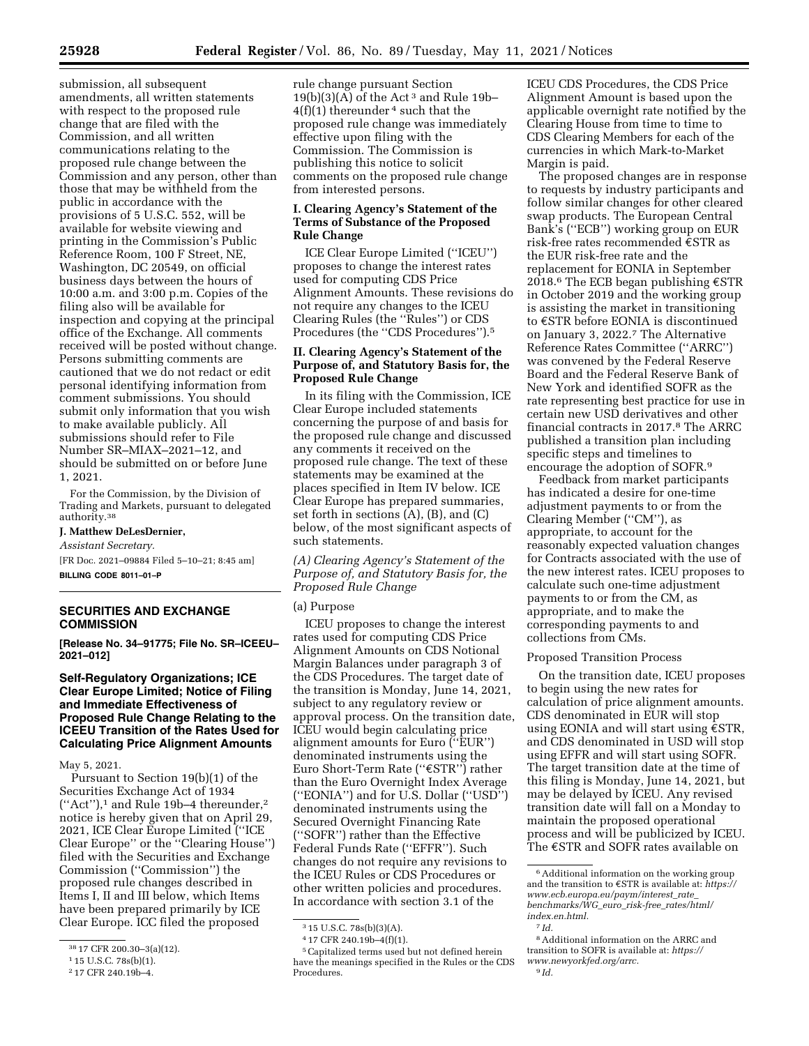submission, all subsequent amendments, all written statements with respect to the proposed rule change that are filed with the Commission, and all written communications relating to the proposed rule change between the Commission and any person, other than those that may be withheld from the public in accordance with the provisions of 5 U.S.C. 552, will be available for website viewing and printing in the Commission's Public Reference Room, 100 F Street, NE, Washington, DC 20549, on official business days between the hours of 10:00 a.m. and 3:00 p.m. Copies of the filing also will be available for inspection and copying at the principal office of the Exchange. All comments received will be posted without change. Persons submitting comments are cautioned that we do not redact or edit personal identifying information from comment submissions. You should submit only information that you wish to make available publicly. All submissions should refer to File Number SR–MIAX–2021–12, and should be submitted on or before June 1, 2021.

For the Commission, by the Division of Trading and Markets, pursuant to delegated authority.[38]

**J. Matthew DeLesDernier,**

*Assistant Secretary.*

[FR Doc. 2021–09884 Filed 5–10–21; 8:45 am]

**BILLING CODE 8011–01–P**

---

## SECURITIES AND EXCHANGE COMMISSION

**[Release No. 34–91775; File No. SR–ICEEU–2021–012]**

## Self-Regulatory Organizations; ICE Clear Europe Limited; Notice of Filing and Immediate Effectiveness of Proposed Rule Change Relating to the ICEEU Transition of the Rates Used for Calculating Price Alignment Amounts

May 5, 2021.

Pursuant to Section 19(b)(1) of the Securities Exchange Act of 1934 (''Act''),[1] and Rule 19b–4 thereunder,[2] notice is hereby given that on April 29, 2021, ICE Clear Europe Limited (''ICE Clear Europe'' or the ''Clearing House'') filed with the Securities and Exchange Commission (''Commission'') the proposed rule changes described in Items I, II and III below, which Items have been prepared primarily by ICE Clear Europe. ICC filed the proposed rule change pursuant Section 19(b)(3)(A) of the Act[3] and Rule 19b–4(f)(1) thereunder[4] such that the proposed rule change was immediately effective upon filing with the Commission. The Commission is publishing this notice to solicit comments on the proposed rule change from interested persons.

### I. Clearing Agency's Statement of the Terms of Substance of the Proposed Rule Change

ICE Clear Europe Limited (''ICEU'') proposes to change the interest rates used for computing CDS Price Alignment Amounts. These revisions do not require any changes to the ICEU Clearing Rules (the ''Rules'') or CDS Procedures (the ''CDS Procedures'').[5]

### II. Clearing Agency's Statement of the Purpose of, and Statutory Basis for, the Proposed Rule Change

In its filing with the Commission, ICE Clear Europe included statements concerning the purpose of and basis for the proposed rule change and discussed any comments it received on the proposed rule change. The text of these statements may be examined at the places specified in Item IV below. ICE Clear Europe has prepared summaries, set forth in sections (A), (B), and (C) below, of the most significant aspects of such statements.

#### *(A) Clearing Agency's Statement of the Purpose of, and Statutory Basis for, the Proposed Rule Change*

(a) Purpose

ICEU proposes to change the interest rates used for computing CDS Price Alignment Amounts on CDS Notional Margin Balances under paragraph 3 of the CDS Procedures. The target date of the transition is Monday, June 14, 2021, subject to any regulatory review or approval process. On the transition date, ICEU would begin calculating price alignment amounts for Euro (''EUR'') denominated instruments using the Euro Short-Term Rate (''€STR'') rather than the Euro Overnight Index Average (''EONIA'') and for U.S. Dollar (''USD'') denominated instruments using the Secured Overnight Financing Rate (''SOFR'') rather than the Effective Federal Funds Rate (''EFFR''). Such changes do not require any revisions to the ICEU Rules or CDS Procedures or other written policies and procedures. In accordance with section 3.1 of the ICEU CDS Procedures, the CDS Price Alignment Amount is based upon the applicable overnight rate notified by the Clearing House from time to time to CDS Clearing Members for each of the currencies in which Mark-to-Market Margin is paid.

The proposed changes are in response to requests by industry participants and follow similar changes for other cleared swap products. The European Central Bank's (''ECB'') working group on EUR risk-free rates recommended €STR as the EUR risk-free rate and the replacement for EONIA in September 2018.[6] The ECB began publishing €STR in October 2019 and the working group is assisting the market in transitioning to €STR before EONIA is discontinued on January 3, 2022.[7] The Alternative Reference Rates Committee (''ARRC'') was convened by the Federal Reserve Board and the Federal Reserve Bank of New York and identified SOFR as the rate representing best practice for use in certain new USD derivatives and other financial contracts in 2017.[8] The ARRC published a transition plan including specific steps and timelines to encourage the adoption of SOFR.[9]

Feedback from market participants has indicated a desire for one-time adjustment payments to or from the Clearing Member (''CM''), as appropriate, to account for the reasonably expected valuation changes for Contracts associated with the use of the new interest rates. ICEU proposes to calculate such one-time adjustment payments to or from the CM, as appropriate, and to make the corresponding payments to and collections from CMs.

Proposed Transition Process

On the transition date, ICEU proposes to begin using the new rates for calculation of price alignment amounts. CDS denominated in EUR will stop using EONIA and will start using €STR, and CDS denominated in USD will stop using EFFR and will start using SOFR. The target transition date at the time of this filing is Monday, June 14, 2021, but may be delayed by ICEU. Any revised transition date will fall on a Monday to maintain the proposed operational process and will be publicized by ICEU. The €STR and SOFR rates available on

---

[38] 17 CFR 200.30–3(a)(12).

[1] 15 U.S.C. 78s(b)(1).

[2] 17 CFR 240.19b–4.

[3] 15 U.S.C. 78s(b)(3)(A).

[4] 17 CFR 240.19b–4(f)(1).

[5] Capitalized terms used but not defined herein have the meanings specified in the Rules or the CDS Procedures.

[6] Additional information on the working group and the transition to €STR is available at: *https://www.ecb.europa.eu/paym/interest_rate_benchmarks/WG_euro_risk-free_rates/html/index.en.html.*

[7] *Id.*

[8] Additional information on the ARRC and transition to SOFR is available at: *https://www.newyorkfed.org/arrc.*

[9] *Id.*